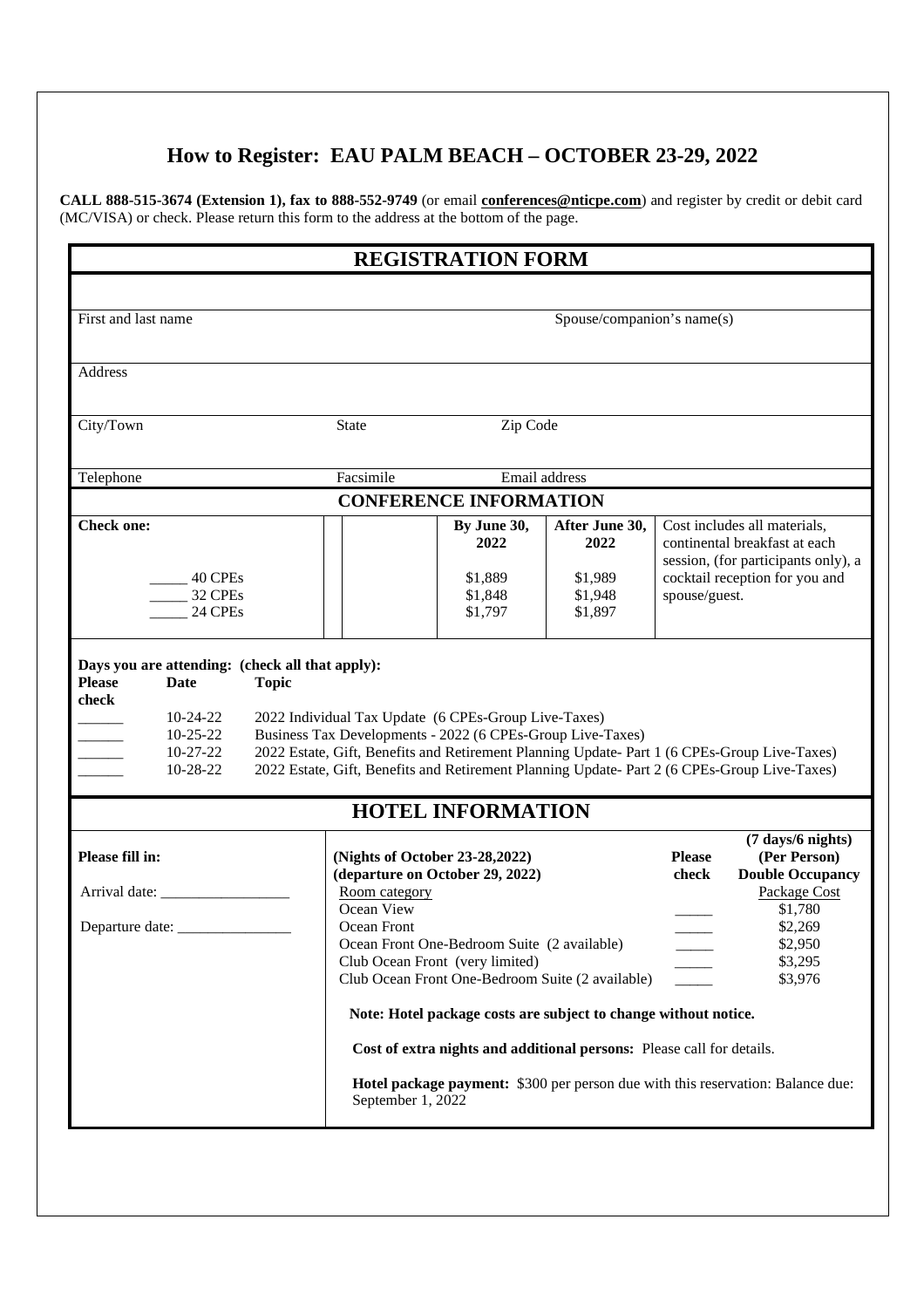## How to Register: EAU PALM BEACH – OCTOBER 23-29, 2022

**CALL 888-515-3674 (Extension 1), fax to 888-552-9749** (or email **conferences@nticpe.com**) and register by credit or debit card (MC/VISA) or check. Please return this form to the address at the bottom of the page.

## REGISTRATION FORM

| | |
|---|---|
| First and last name | Spouse/companion's name(s) |
| Address | |
| City/Town / State / Zip Code | |
| Telephone / Facsimile / Email address | |

### CONFERENCE INFORMATION

| Check one: | By June 30, 2022 | After June 30, 2022 | |
|---|---|---|---|
| _____ 40 CPEs | $1,889 | $1,989 | Cost includes all materials, continental breakfast at each session, (for participants only), a cocktail reception for you and spouse/guest. |
| _____ 32 CPEs | $1,848 | $1,948 | |
| _____ 24 CPEs | $1,797 | $1,897 | |

**Days you are attending: (check all that apply):**

| Please check | Date | Topic |
|---|---|---|
| ______ | 10-24-22 | 2022 Individual Tax Update (6 CPEs-Group Live-Taxes) |
| ______ | 10-25-22 | Business Tax Developments - 2022 (6 CPEs-Group Live-Taxes) |
| ______ | 10-27-22 | 2022 Estate, Gift, Benefits and Retirement Planning Update- Part 1 (6 CPEs-Group Live-Taxes) |
| ______ | 10-28-22 | 2022 Estate, Gift, Benefits and Retirement Planning Update- Part 2 (6 CPEs-Group Live-Taxes) |

### HOTEL INFORMATION

**Please fill in:**

Arrival date: _________________

Departure date: _______________

**(Nights of October 23-28,2022)**
**(departure on October 29, 2022)**

| Room category | Please check | (7 days/6 nights) (Per Person) Double Occupancy Package Cost |
|---|---|---|
| Ocean View | _____ | $1,780 |
| Ocean Front | _____ | $2,269 |
| Ocean Front One-Bedroom Suite (2 available) | _____ | $2,950 |
| Club Ocean Front (very limited) | _____ | $3,295 |
| Club Ocean Front One-Bedroom Suite (2 available) | _____ | $3,976 |

**Note: Hotel package costs are subject to change without notice.**

**Cost of extra nights and additional persons:** Please call for details.

**Hotel package payment:** $300 per person due with this reservation: Balance due: September 1, 2022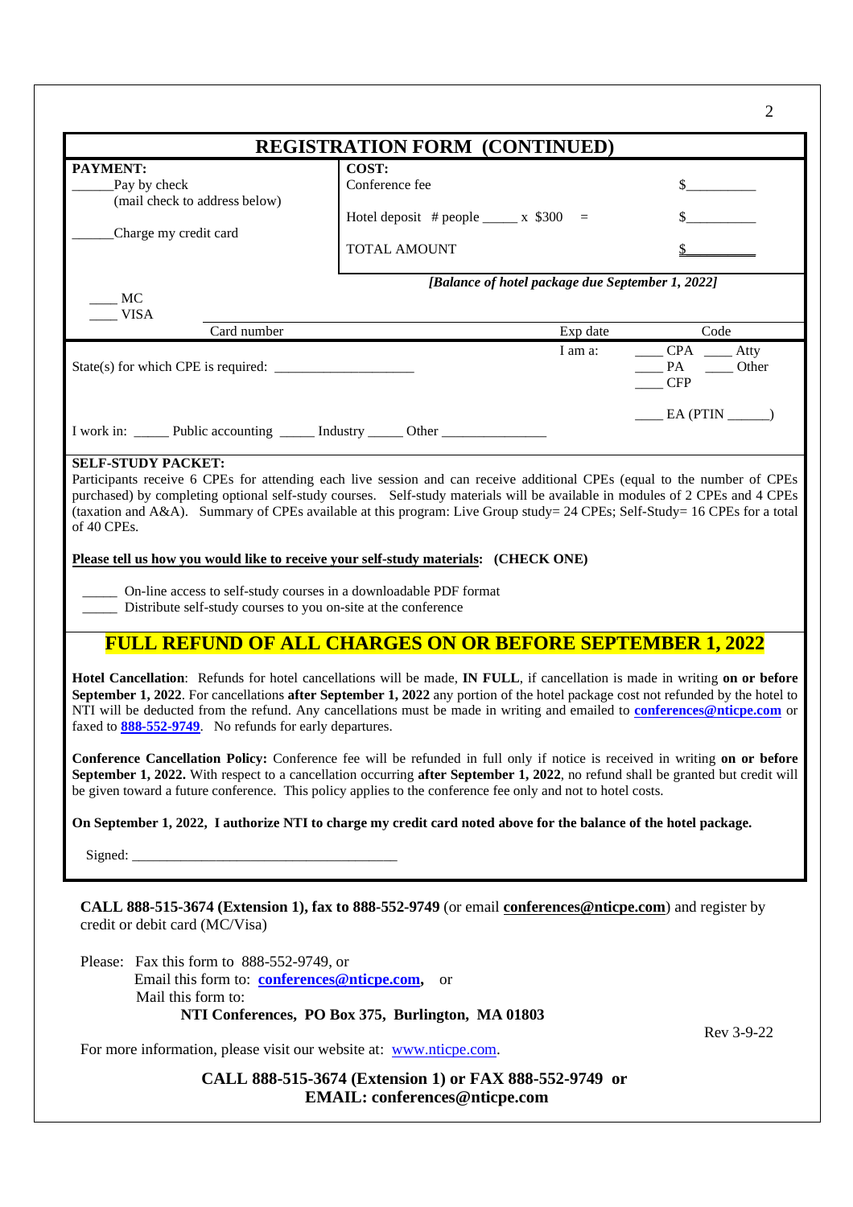## REGISTRATION FORM (CONTINUED)

| PAYMENT: | COST: | |
|---|---|---|
| ______Pay by check (mail check to address below) | Conference fee | $__________ |
| ______Charge my credit card | Hotel deposit # people _____ x $300 = | $__________ |
| | TOTAL AMOUNT | $__________ |

*[Balance of hotel package due September 1, 2022]*

____ MC
____ VISA

| Card number | Exp date | Code |
|---|---|---|
| | | |

State(s) for which CPE is required: ____________________

I am a: ____ CPA ____ Atty ____ PA ____ Other ____ CFP ____ EA (PTIN ______)

I work in: _____ Public accounting _____ Industry _____ Other _______________

**SELF-STUDY PACKET:**
Participants receive 6 CPEs for attending each live session and can receive additional CPEs (equal to the number of CPEs purchased) by completing optional self-study courses. Self-study materials will be available in modules of 2 CPEs and 4 CPEs (taxation and A&A). Summary of CPEs available at this program: Live Group study= 24 CPEs; Self-Study= 16 CPEs for a total of 40 CPEs.

**Please tell us how you would like to receive your self-study materials: (CHECK ONE)**

_____ On-line access to self-study courses in a downloadable PDF format
_____ Distribute self-study courses to you on-site at the conference

## FULL REFUND OF ALL CHARGES ON OR BEFORE SEPTEMBER 1, 2022

**Hotel Cancellation**: Refunds for hotel cancellations will be made, **IN FULL**, if cancellation is made in writing **on or before September 1, 2022**. For cancellations **after September 1, 2022** any portion of the hotel package cost not refunded by the hotel to NTI will be deducted from the refund. Any cancellations must be made in writing and emailed to **conferences@nticpe.com** or faxed to **888-552-9749**. No refunds for early departures.

**Conference Cancellation Policy:** Conference fee will be refunded in full only if notice is received in writing **on or before September 1, 2022.** With respect to a cancellation occurring **after September 1, 2022**, no refund shall be granted but credit will be given toward a future conference. This policy applies to the conference fee only and not to hotel costs.

**On September 1, 2022, I authorize NTI to charge my credit card noted above for the balance of the hotel package.**

Signed: ______________________________________

**CALL 888-515-3674 (Extension 1), fax to 888-552-9749** (or email **conferences@nticpe.com**) and register by credit or debit card (MC/Visa)

Please: Fax this form to 888-552-9749, or
Email this form to: **conferences@nticpe.com,** or
Mail this form to:
**NTI Conferences, PO Box 375, Burlington, MA 01803**

Rev 3-9-22

For more information, please visit our website at: www.nticpe.com.

**CALL 888-515-3674 (Extension 1) or FAX 888-552-9749 or**
**EMAIL: conferences@nticpe.com**